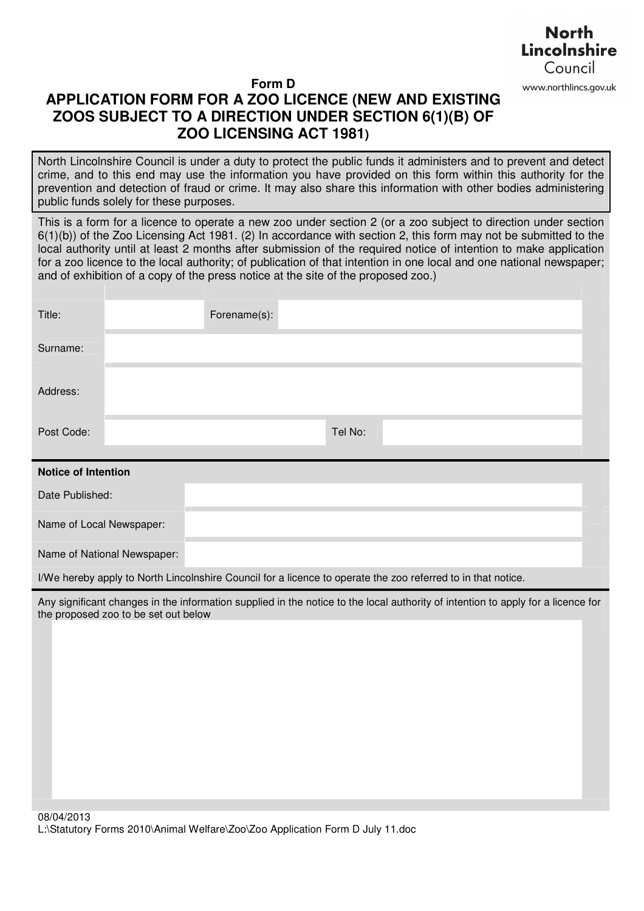North Lincolnshire Council
www.northlincs.gov.uk

**Form D**

# APPLICATION FORM FOR A ZOO LICENCE (NEW AND EXISTING ZOOS SUBJECT TO A DIRECTION UNDER SECTION 6(1)(B) OF ZOO LICENSING ACT 1981)

North Lincolnshire Council is under a duty to protect the public funds it administers and to prevent and detect crime, and to this end may use the information you have provided on this form within this authority for the prevention and detection of fraud or crime. It may also share this information with other bodies administering public funds solely for these purposes.

This is a form for a licence to operate a new zoo under section 2 (or a zoo subject to direction under section 6(1)(b)) of the Zoo Licensing Act 1981. (2) In accordance with section 2, this form may not be submitted to the local authority until at least 2 months after submission of the required notice of intention to make application for a zoo licence to the local authority; of publication of that intention in one local and one national newspaper; and of exhibition of a copy of the press notice at the site of the proposed zoo.)

| | | | |
|---|---|---|---|
| Title: | | Forename(s): | |
| Surname: | | | |
| Address: | | | |
| Post Code: | | Tel No: | |

**Notice of Intention**

| | |
|---|---|
| Date Published: | |
| Name of Local Newspaper: | |
| Name of National Newspaper: | |

I/We hereby apply to North Lincolnshire Council for a licence to operate the zoo referred to in that notice.

Any significant changes in the information supplied in the notice to the local authority of intention to apply for a licence for the proposed zoo to be set out below

08/04/2013
L:\Statutory Forms 2010\Animal Welfare\Zoo\Zoo Application Form D July 11.doc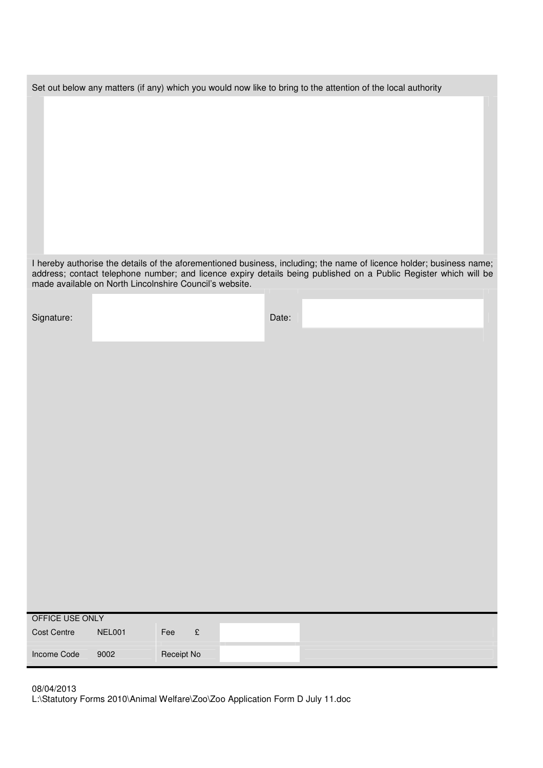Set out below any matters (if any) which you would now like to bring to the attention of the local authority

I hereby authorise the details of the aforementioned business, including; the name of licence holder; business name; address; contact telephone number; and licence expiry details being published on a Public Register which will be made available on North Lincolnshire Council's website.

| | | | |
|---|---|---|---|
| Signature: | | Date: | |

| OFFICE USE ONLY | | | |
|---|---|---|---|
| Cost Centre | NEL001 | Fee £ | |
| Income Code | 9002 | Receipt No | |

08/04/2013
L:\Statutory Forms 2010\Animal Welfare\Zoo\Zoo Application Form D July 11.doc